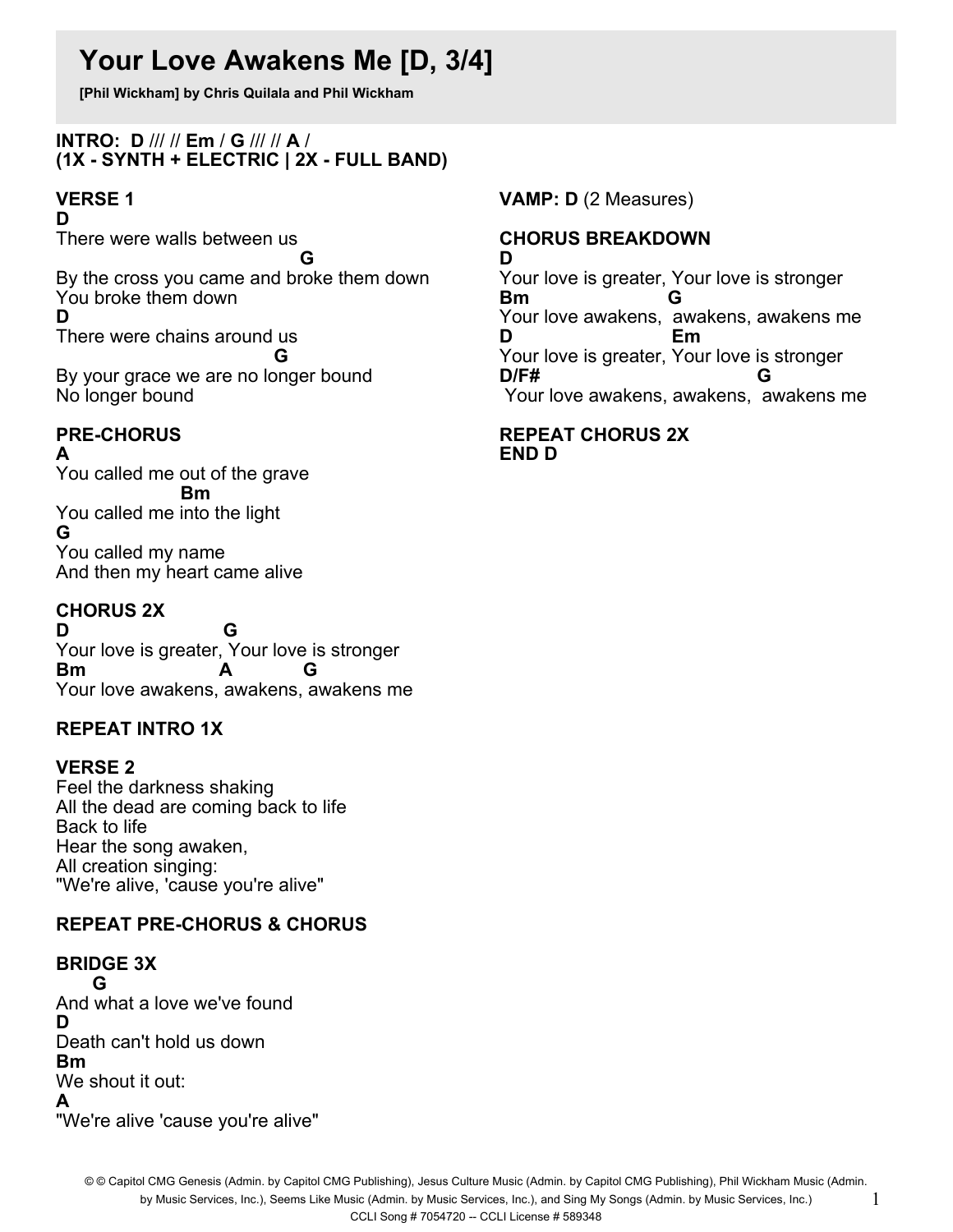# Your Love Awakens Me [D, 3/4]

**[Phil Wickham] by Chris Quilala and Phil Wickham**

**INTRO: D** /// // **Em** / **G** /// // **A** /
**(1X - SYNTH + ELECTRIC | 2X - FULL BAND)**

**VERSE 1**

```
D
There were walls between us
                                  G
By the cross you came and broke them down
You broke them down
D
There were chains around us
                               G
By your grace we are no longer bound
No longer bound
```

**PRE-CHORUS**

```
A
You called me out of the grave
                  Bm
You called me into the light
G
You called my name
And then my heart came alive
```

**CHORUS 2X**

```
D                  G
Your love is greater, Your love is stronger
Bm                A          G
Your love awakens, awakens, awakens me
```

**REPEAT INTRO 1X**

**VERSE 2**

Feel the darkness shaking
All the dead are coming back to life
Back to life
Hear the song awaken,
All creation singing:
"We're alive, 'cause you're alive"

**REPEAT PRE-CHORUS & CHORUS**

**BRIDGE 3X**

```
    G
And what a love we've found
D
Death can't hold us down
Bm
We shout it out:
A
"We're alive 'cause you're alive"
```

**VAMP: D** (2 Measures)

**CHORUS BREAKDOWN**

```
D
Your love is greater, Your love is stronger
Bm               G
Your love awakens,  awakens, awakens me
D                 Em
Your love is greater, Your love is stronger
D/F#                          G
 Your love awakens, awakens,  awakens me
```

**REPEAT CHORUS 2X**
**END D**

© © Capitol CMG Genesis (Admin. by Capitol CMG Publishing), Jesus Culture Music (Admin. by Capitol CMG Publishing), Phil Wickham Music (Admin. by Music Services, Inc.), Seems Like Music (Admin. by Music Services, Inc.), and Sing My Songs (Admin. by Music Services, Inc.)
CCLI Song # 7054720 -- CCLI License # 589348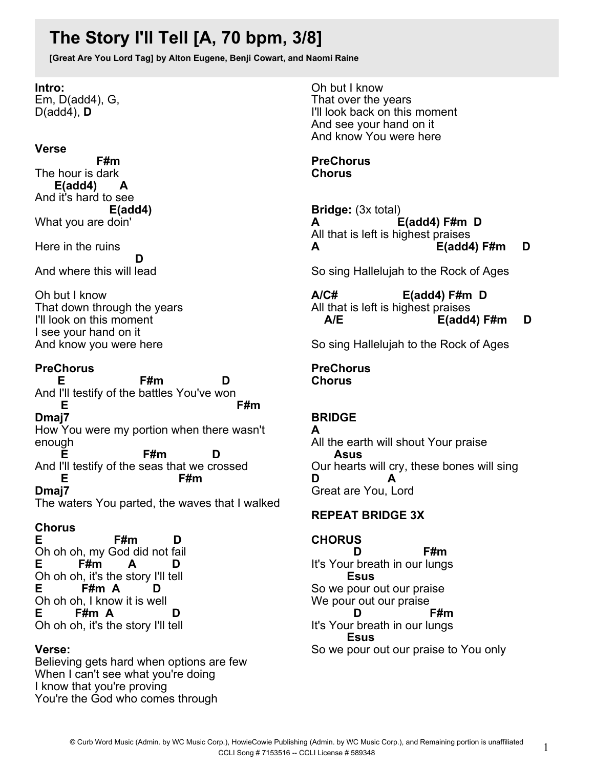# The Story I'll Tell [A, 70 bpm, 3/8]

**[Great Are You Lord Tag] by Alton Eugene, Benji Cowart, and Naomi Raine**

**Intro:**
Em, D(add4), G,
D(add4), **D**

**Verse**

```
               F#m
The hour is dark
     E(add4)       A
And it's hard to see
                  E(add4)
What you are doin'

Here in the ruins
                          D
And where this will lead
```

Oh but I know
That down through the years
I'll look on this moment
I see your hand on it
And know you were here

**PreChorus**

```
      E                    F#m                  D
And I'll testify of the battles You've won
       E                                              F#m
Dmaj7
How You were my portion when there wasn't
enough
       E                    F#m             D
And I'll testify of the seas that we crossed
       E                              F#m
Dmaj7
The waters You parted, the waves that I walked
```

**Chorus**

```
E                  F#m          D
Oh oh oh, my God did not fail
E           F#m        A          D
Oh oh oh, it's the story I'll tell
E           F#m  A          D
Oh oh oh, I know it is well
E          F#m  A                 D
Oh oh oh, it's the story I'll tell
```

**Verse:**
Believing gets hard when options are few
When I can't see what you're doing
I know that you're proving
You're the God who comes through

Oh but I know
That over the years
I'll look back on this moment
And see your hand on it
And know You were here

**PreChorus**
**Chorus**

**Bridge:** (3x total)

```
A                      E(add4) F#m  D
All that is left is highest praises
A                                 E(add4) F#m     D

So sing Hallelujah to the Rock of Ages

A/C#                  E(add4) F#m  D
All that is left is highest praises
   A/E                            E(add4) F#m     D

So sing Hallelujah to the Rock of Ages
```

**PreChorus**
**Chorus**

**BRIDGE**

```
A
All the earth will shout Your praise
      Asus
Our hearts will cry, these bones will sing
D                  A
Great are You, Lord
```

**REPEAT BRIDGE 3X**

**CHORUS**

```
            D                 F#m
It's Your breath in our lungs
          Esus
So we pour out our praise
We pour out our praise
            D                   F#m
It's Your breath in our lungs
          Esus
So we pour out our praise to You only
```

© Curb Word Music (Admin. by WC Music Corp.), HowieCowie Publishing (Admin. by WC Music Corp.), and Remaining portion is unaffiliated
CCLI Song # 7153516 -- CCLI License # 589348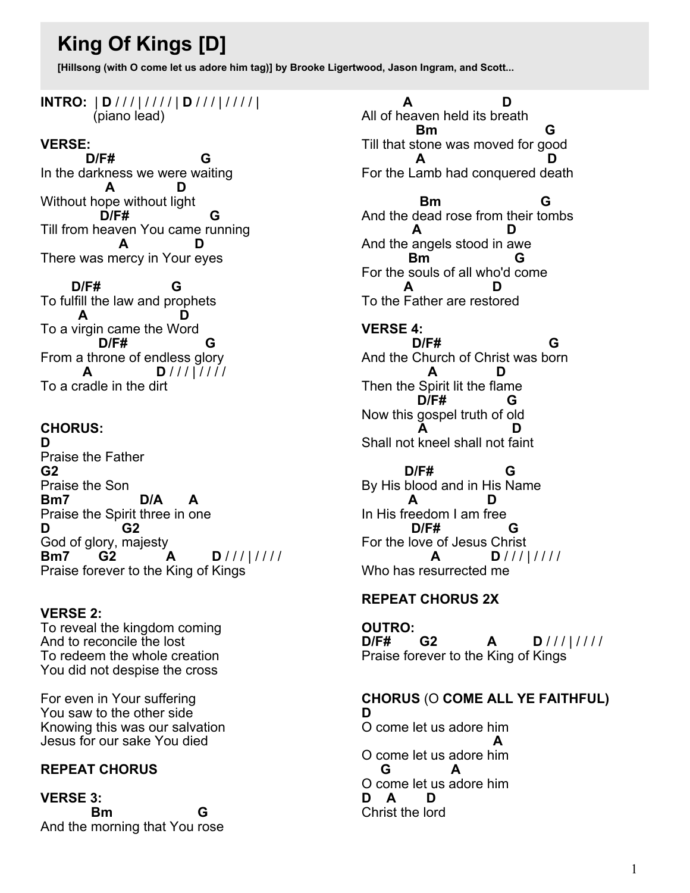# King Of Kings [D]

**[Hillsong (with O come let us adore him tag)] by Brooke Ligertwood, Jason Ingram, and Scott...**

```
INTRO:  | D / / / | / / / / | D / / / | / / / / |
          (piano lead)

VERSE:
          D/F#                    G
In the darkness we were waiting
              A              D
Without hope without light
              D/F#                   G
Till from heaven You came running
                A               D
There was mercy in Your eyes

       D/F#                G
To fulfill the law and prophets
          A                  D
To a virgin came the Word
              D/F#                  G
From a throne of endless glory
         A                 D / / / | / / / /
To a cradle in the dirt


CHORUS:
D
Praise the Father
G2
Praise the Son
Bm7                D/A      A
Praise the Spirit three in one
D                G2
God of glory, majesty
Bm7       G2            A         D / / / | / / / /
Praise forever to the King of Kings


VERSE 2:
To reveal the kingdom coming
And to reconcile the lost
To redeem the whole creation
You did not despise the cross

For even in Your suffering
You saw to the other side
Knowing this was our salvation
Jesus for our sake You died

REPEAT CHORUS

VERSE 3:
           Bm                    G
And the morning that You rose
           A                   D
All of heaven held its breath
            Bm                    G
Till that stone was moved for good
            A                      D
For the Lamb had conquered death

             Bm                    G
And the dead rose from their tombs
             A                D
And the angels stood in awe
           Bm                G
For the souls of all who'd come
           A              D
To the Father are restored

VERSE 4:
              D/F#                     G
And the Church of Christ was born
                A             D
Then the Spirit lit the flame
              D/F#             G
Now this gospel truth of old
             A                 D
Shall not kneel shall not faint

            D/F#                G
By His blood and in His Name
            A               D
In His freedom I am free
              D/F#                G
For the love of Jesus Christ
                A            D / / / | / / / /
Who has resurrected me

REPEAT CHORUS 2X

OUTRO:
D/F#       G2            A         D / / / | / / / /
Praise forever to the King of Kings


CHORUS (O COME ALL YE FAITHFUL)
D
O come let us adore him
                             A
O come let us adore him
   G          A
O come let us adore him
D   A      D
Christ the lord
```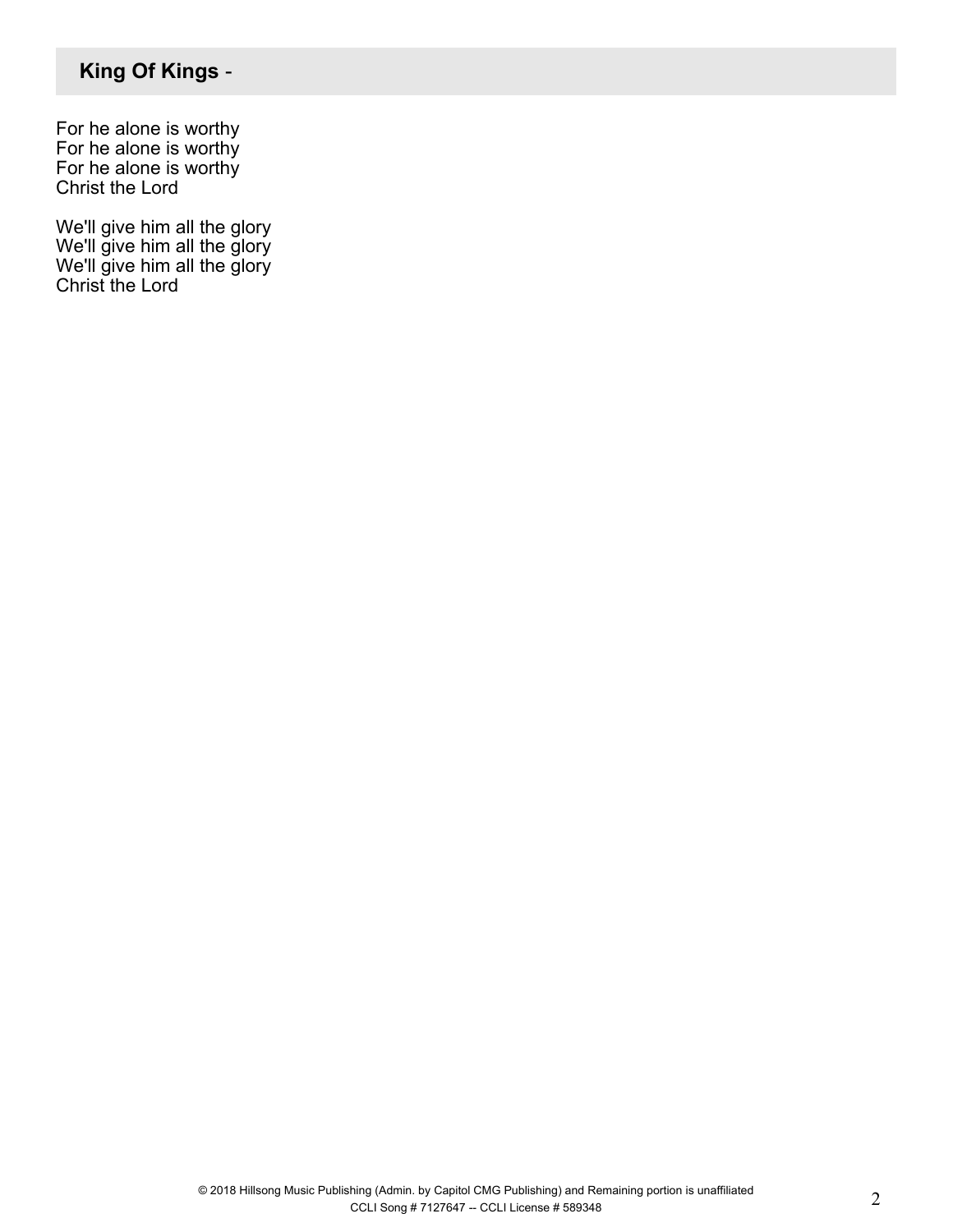## **King Of Kings** -

For he alone is worthy
For he alone is worthy
For he alone is worthy
Christ the Lord

We'll give him all the glory
We'll give him all the glory
We'll give him all the glory
Christ the Lord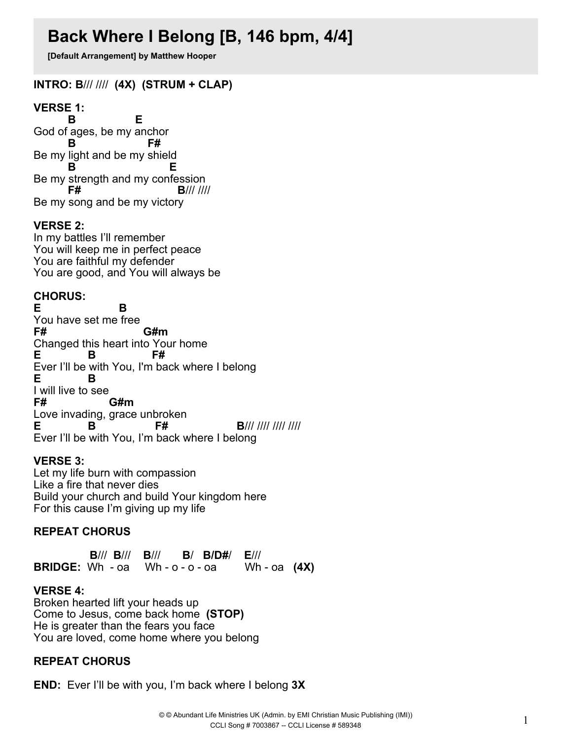# Back Where I Belong [B, 146 bpm, 4/4]

**[Default Arrangement] by Matthew Hooper**

**INTRO: B**/// ////  **(4X)  (STRUM + CLAP)**

**VERSE 1:**

```
      B              E
God of ages, be my anchor
      B                 F#
Be my light and be my shield
      B                      E
Be my strength and my confession
      F#                       B/// ////
Be my song and be my victory
```

**VERSE 2:**

In my battles I'll remember
You will keep me in perfect peace
You are faithful my defender
You are good, and You will always be

**CHORUS:**

```
E                B
You have set me free
F#                  G#m
Changed this heart into Your home
E          B           F#
Ever I'll be with You, I'm back where I belong
E          B
I will live to see
F#               G#m
Love invading, grace unbroken
E          B           F#                B/// //// //// ////
Ever I'll be with You, I'm back where I belong
```

**VERSE 3:**

Let my life burn with compassion
Like a fire that never dies
Build your church and build Your kingdom here
For this cause I'm giving up my life

**REPEAT CHORUS**

```
           B///  B///    B///       B/   B/D#/    E///
BRIDGE:   Wh  - oa     Wh - o - o - oa         Wh - oa   (4X)
```

**VERSE 4:**

Broken hearted lift your heads up
Come to Jesus, come back home  **(STOP)**
He is greater than the fears you face
You are loved, come home where you belong

**REPEAT CHORUS**

**END:** Ever I'll be with you, I'm back where I belong **3X**

© © Abundant Life Ministries UK (Admin. by EMI Christian Music Publishing (IMI))
CCLI Song # 7003867 -- CCLI License # 589348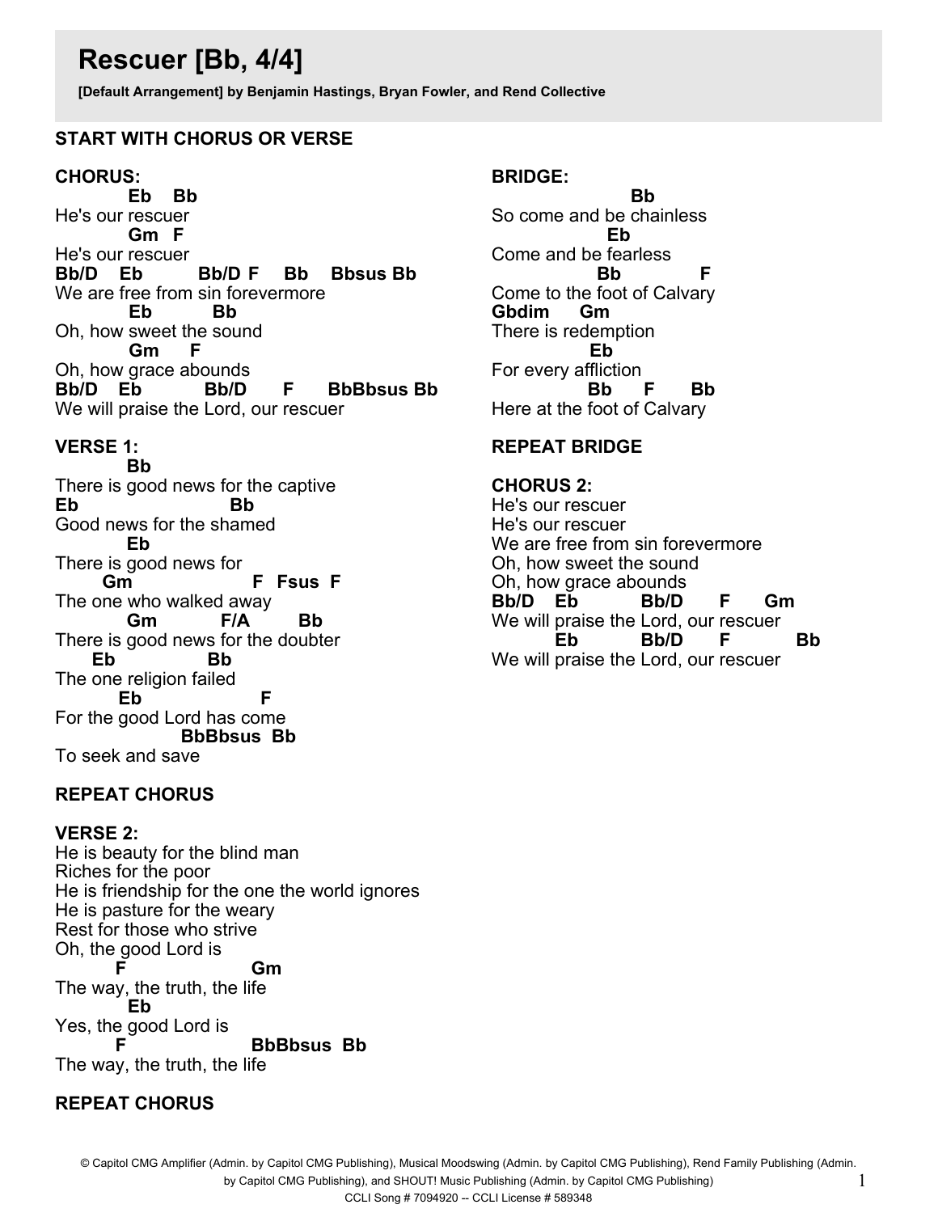# Rescuer [Bb, 4/4]

**[Default Arrangement] by Benjamin Hastings, Bryan Fowler, and Rend Collective**

**START WITH CHORUS OR VERSE**

**CHORUS:**

```
         Eb    Bb
He's our rescuer
         Gm   F
He's our rescuer
Bb/D    Eb          Bb/D F     Bb    Bbsus Bb
We are free from sin forevermore
         Eb          Bb
Oh, how sweet the sound
         Gm      F
Oh, how grace abounds
Bb/D   Eb           Bb/D        F       BbBbsus Bb
We will praise the Lord, our rescuer
```

**VERSE 1:**

```
         Bb
There is good news for the captive
Eb                      Bb
Good news for the shamed
         Eb
There is good news for
       Gm                    F  Fsus  F
The one who walked away
         Gm           F/A         Bb
There is good news for the doubter
     Eb            Bb
The one religion failed
        Eb                    F
For the good Lord has come
                   BbBbsus  Bb
To seek and save
```

**REPEAT CHORUS**

**VERSE 2:**

```
He is beauty for the blind man
Riches for the poor
He is friendship for the one the world ignores
He is pasture for the weary
Rest for those who strive
Oh, the good Lord is
        F                  Gm
The way, the truth, the life
         Eb
Yes, the good Lord is
        F                  BbBbsus  Bb
The way, the truth, the life
```

**REPEAT CHORUS**

**BRIDGE:**

```
                          Bb
So come and be chainless
                       Eb
Come and be fearless
                     Bb             F
Come to the foot of Calvary
Gbdim     Gm
There is redemption
                    Eb
For every affliction
                   Bb      F      Bb
Here at the foot of Calvary
```

**REPEAT BRIDGE**

**CHORUS 2:**

```
He's our rescuer
He's our rescuer
We are free from sin forevermore
Oh, how sweet the sound
Oh, how grace abounds
Bb/D    Eb          Bb/D       F      Gm
We will praise the Lord, our rescuer
          Eb          Bb/D        F            Bb
We will praise the Lord, our rescuer
```

© Capitol CMG Amplifier (Admin. by Capitol CMG Publishing), Musical Moodswing (Admin. by Capitol CMG Publishing), Rend Family Publishing (Admin. by Capitol CMG Publishing), and SHOUT! Music Publishing (Admin. by Capitol CMG Publishing)
CCLI Song # 7094920 -- CCLI License # 589348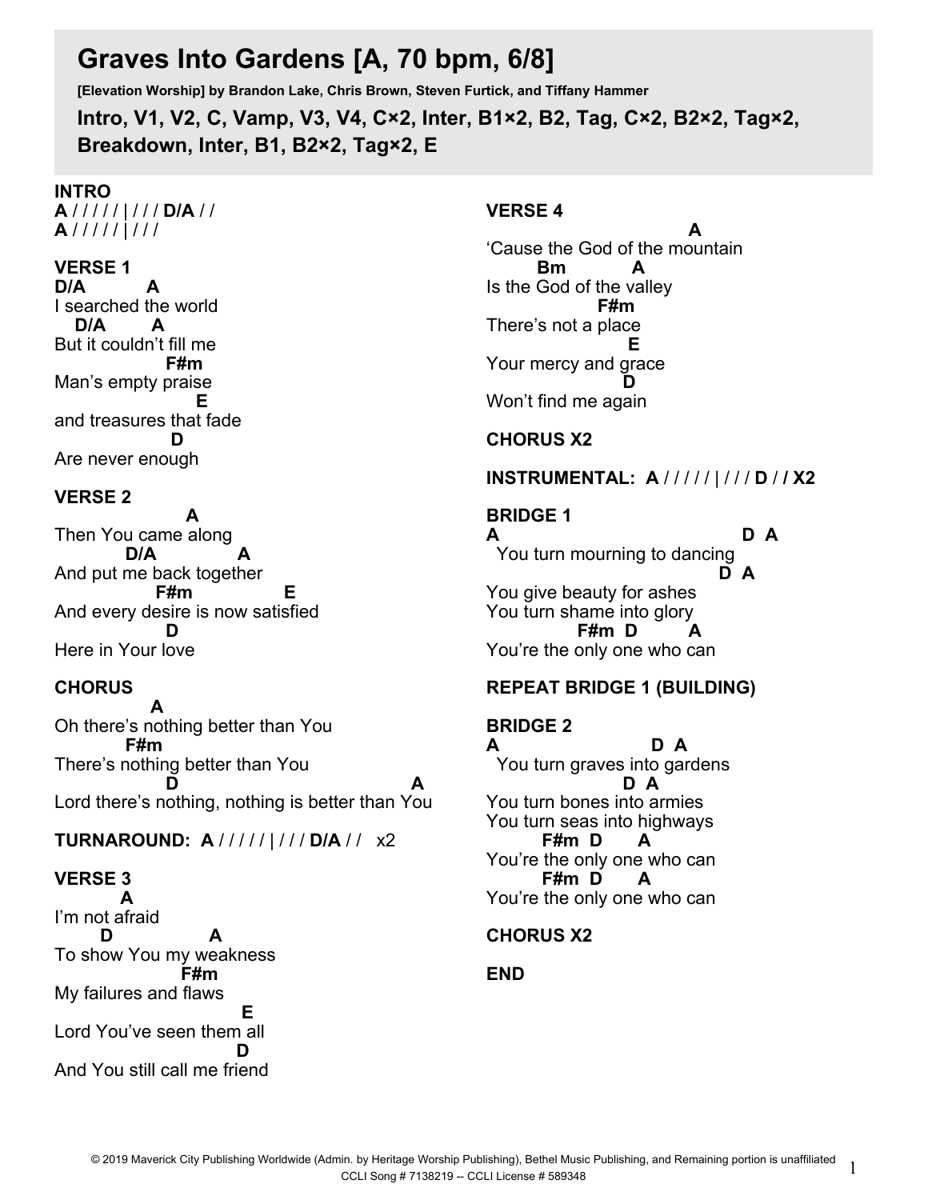# Graves Into Gardens [A, 70 bpm, 6/8]

**[Elevation Worship] by Brandon Lake, Chris Brown, Steven Furtick, and Tiffany Hammer**

**Intro, V1, V2, C, Vamp, V3, V4, C×2, Inter, B1×2, B2, Tag, C×2, B2×2, Tag×2, Breakdown, Inter, B1, B2×2, Tag×2, E**

```
INTRO
A / / / / / | / / / D/A / /
A / / / / / | / / /

VERSE 1
D/A          A
I searched the world
   D/A       A
But it couldn't fill me
                 F#m
Man's empty praise
                    E
and treasures that fade
                D
Are never enough

VERSE 2
                  A
Then You came along
          D/A            A
And put me back together
               F#m             E
And every desire is now satisfied
                D
Here in Your love

CHORUS
                A
Oh there's nothing better than You
         F#m
There's nothing better than You
                D                              A
Lord there's nothing, nothing is better than You

TURNAROUND:  A / / / / / | / / / D/A / /   x2

VERSE 3
       A
I'm not afraid
     D            A
To show You my weakness
                F#m
My failures and flaws
                       E
Lord You've seen them all
                      D
And You still call me friend

VERSE 4
                             A
'Cause the God of the mountain
       Bm          A
Is the God of the valley
                F#m
There's not a place
                     E
Your mercy and grace
                     D
Won't find me again

CHORUS X2

INSTRUMENTAL:  A / / / / / | / / / D / / X2

BRIDGE 1
A                              D  A
  You turn mourning to dancing
                             D  A
You give beauty for ashes
You turn shame into glory
             F#m  D       A
You're the only one who can

REPEAT BRIDGE 1 (BUILDING)

BRIDGE 2
A                     D  A
  You turn graves into gardens
                     D  A
You turn bones into armies
You turn seas into highways
        F#m  D      A
You're the only one who can
        F#m  D      A
You're the only one who can

CHORUS X2

END
```

© 2019 Maverick City Publishing Worldwide (Admin. by Heritage Worship Publishing), Bethel Music Publishing, and Remaining portion is unaffiliated
CCLI Song # 7138219 -- CCLI License # 589348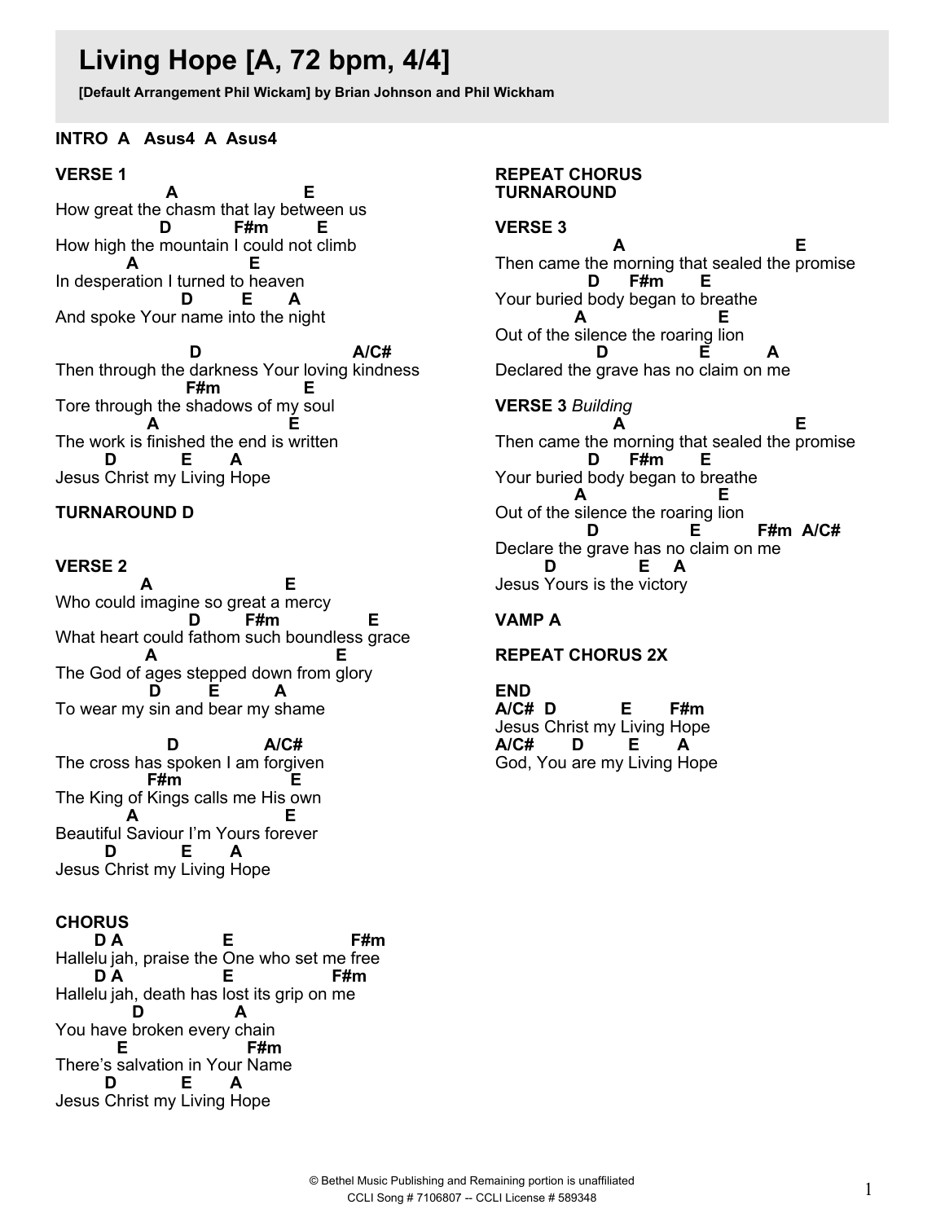# Living Hope [A, 72 bpm, 4/4]

**[Default Arrangement Phil Wickam] by Brian Johnson and Phil Wickham**

**INTRO A Asus4 A Asus4**

**VERSE 1**

```
               A                         E
How great the chasm that lay between us
              D            F#m         E
How high the mountain I could not climb
          A                   E
In desperation I turned to heaven
                  D          E      A
And spoke Your name into the night

                  D                         A/C#
Then through the darkness Your loving kindness
                 F#m            E
Tore through the shadows of my soul
             A                   E
The work is finished the end is written
      D           E      A
Jesus Christ my Living Hope
```

**TURNAROUND D**

**VERSE 2**

```
            A                   E
Who could imagine so great a mercy
                  D         F#m              E
What heart could fathom such boundless grace
            A                            E
The God of ages stepped down from glory
             D          E         A
To wear my sin and bear my shame

               D               A/C#
The cross has spoken I am forgiven
            F#m                 E
The King of Kings calls me His own
          A                    E
Beautiful Saviour I'm Yours forever
      D           E      A
Jesus Christ my Living Hope
```

**CHORUS**

```
     D A              E                      F#m
Hallelu jah, praise the One who set me free
     D A              E                  F#m
Hallelu jah, death has lost its grip on me
          D             A
You have broken every chain
      E                F#m
There's salvation in Your Name
      D           E      A
Jesus Christ my Living Hope
```

**REPEAT CHORUS**

**TURNAROUND**

**VERSE 3**

```
                 A                          E
Then came the morning that sealed the promise
            D     F#m      E
Your buried body began to breathe
          A                  E
Out of the silence the roaring lion
             D               E         A
Declared the grave has no claim on me
```

**VERSE 3** *Building*

```
                 A                          E
Then came the morning that sealed the promise
            D     F#m      E
Your buried body began to breathe
          A                  E
Out of the silence the roaring lion
            D            E          F#m  A/C#
Declare the grave has no claim on me
      D           E    A
Jesus Yours is the victory
```

**VAMP A**

**REPEAT CHORUS 2X**

**END**

```
A/C#  D          E       F#m
Jesus Christ my Living Hope
A/C#       D       E       A
God, You are my Living Hope
```

© Bethel Music Publishing and Remaining portion is unaffiliated
CCLI Song # 7106807 -- CCLI License # 589348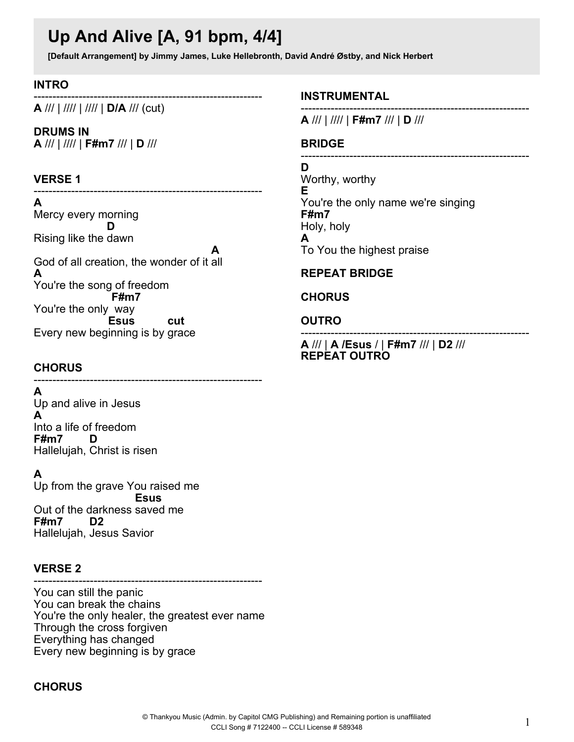# Up And Alive [A, 91 bpm, 4/4]

**[Default Arrangement] by Jimmy James, Luke Hellebronth, David André Østby, and Nick Herbert**

### INTRO

**A** /// | //// | //// | **D/A** /// (cut)

### DRUMS IN

**A** /// | //// | **F#m7** /// | **D** ///

### VERSE 1

```
A
Mercy every morning
                 D
Rising like the dawn
                                          A
God of all creation, the wonder of it all
A
You're the song of freedom
                    F#m7
You're the only  way
                  Esus        cut
Every new beginning is by grace
```

### CHORUS

```
A
Up and alive in Jesus
A
Into a life of freedom
F#m7        D
Hallelujah, Christ is risen

A
Up from the grave You raised me
                         Esus
Out of the darkness saved me
F#m7        D2
Hallelujah, Jesus Savior
```

### VERSE 2

You can still the panic
You can break the chains
You're the only healer, the greatest ever name
Through the cross forgiven
Everything has changed
Every new beginning is by grace

### CHORUS

### INSTRUMENTAL

**A** /// | //// | **F#m7** /// | **D** ///

### BRIDGE

```
D
Worthy, worthy
E
You're the only name we're singing
F#m7
Holy, holy
A
To You the highest praise
```

### REPEAT BRIDGE

### CHORUS

### OUTRO

**A** /// | **A /Esus** / | **F#m7** /// | **D2** ///
**REPEAT OUTRO**

© Thankyou Music (Admin. by Capitol CMG Publishing) and Remaining portion is unaffiliated
CCLI Song # 7122400 -- CCLI License # 589348